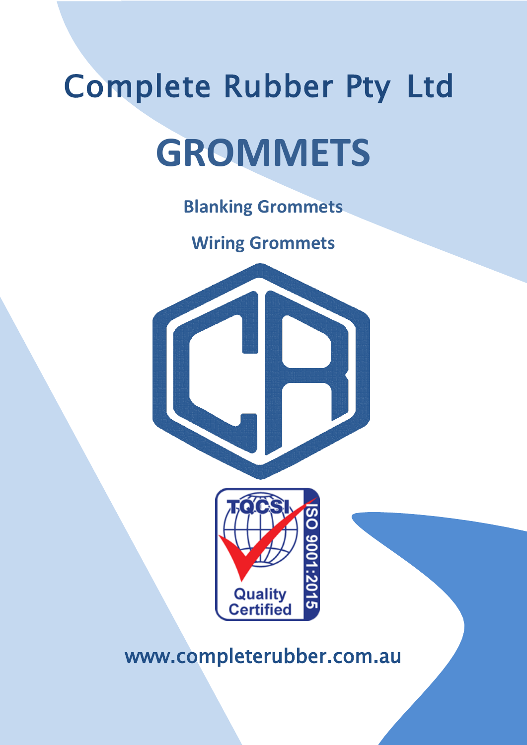# Complete Rubber Pty Ltd

# GROMMETS

**Blanking Grommets**

**Wiring Grommets**

www.completerubber.com.au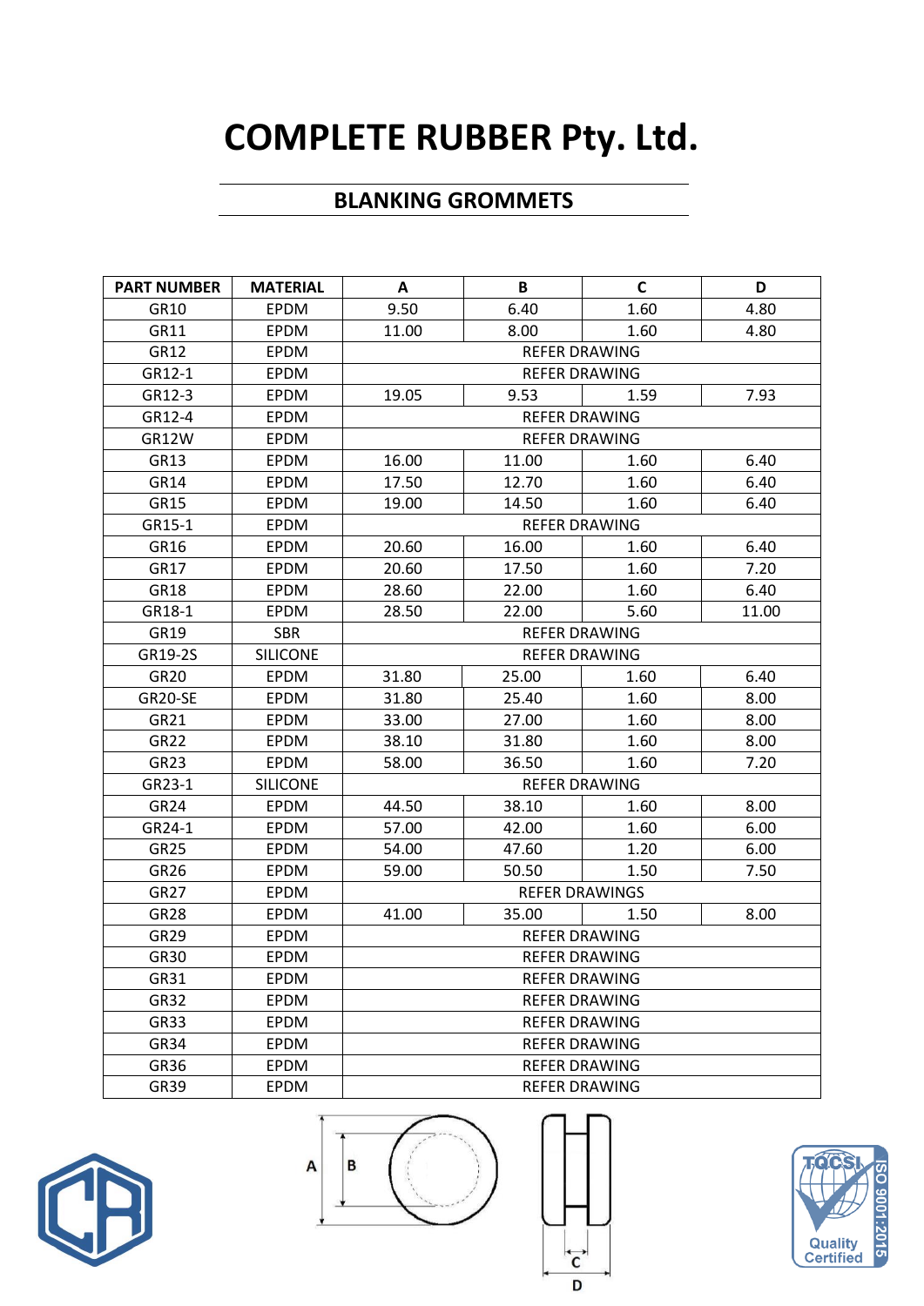# COMPLETE RUBBER Pty. Ltd.

## BLANKING GROMMETS

| PART NUMBER | MATERIAL | A | B | C | D |
|---|---|---|---|---|---|
| GR10 | EPDM | 9.50 | 6.40 | 1.60 | 4.80 |
| GR11 | EPDM | 11.00 | 8.00 | 1.60 | 4.80 |
| GR12 | EPDM | REFER DRAWING | | | |
| GR12-1 | EPDM | REFER DRAWING | | | |
| GR12-3 | EPDM | 19.05 | 9.53 | 1.59 | 7.93 |
| GR12-4 | EPDM | REFER DRAWING | | | |
| GR12W | EPDM | REFER DRAWING | | | |
| GR13 | EPDM | 16.00 | 11.00 | 1.60 | 6.40 |
| GR14 | EPDM | 17.50 | 12.70 | 1.60 | 6.40 |
| GR15 | EPDM | 19.00 | 14.50 | 1.60 | 6.40 |
| GR15-1 | EPDM | REFER DRAWING | | | |
| GR16 | EPDM | 20.60 | 16.00 | 1.60 | 6.40 |
| GR17 | EPDM | 20.60 | 17.50 | 1.60 | 7.20 |
| GR18 | EPDM | 28.60 | 22.00 | 1.60 | 6.40 |
| GR18-1 | EPDM | 28.50 | 22.00 | 5.60 | 11.00 |
| GR19 | SBR | REFER DRAWING | | | |
| GR19-2S | SILICONE | REFER DRAWING | | | |
| GR20 | EPDM | 31.80 | 25.00 | 1.60 | 6.40 |
| GR20-SE | EPDM | 31.80 | 25.40 | 1.60 | 8.00 |
| GR21 | EPDM | 33.00 | 27.00 | 1.60 | 8.00 |
| GR22 | EPDM | 38.10 | 31.80 | 1.60 | 8.00 |
| GR23 | EPDM | 58.00 | 36.50 | 1.60 | 7.20 |
| GR23-1 | SILICONE | REFER DRAWING | | | |
| GR24 | EPDM | 44.50 | 38.10 | 1.60 | 8.00 |
| GR24-1 | EPDM | 57.00 | 42.00 | 1.60 | 6.00 |
| GR25 | EPDM | 54.00 | 47.60 | 1.20 | 6.00 |
| GR26 | EPDM | 59.00 | 50.50 | 1.50 | 7.50 |
| GR27 | EPDM | REFER DRAWINGS | | | |
| GR28 | EPDM | 41.00 | 35.00 | 1.50 | 8.00 |
| GR29 | EPDM | REFER DRAWING | | | |
| GR30 | EPDM | REFER DRAWING | | | |
| GR31 | EPDM | REFER DRAWING | | | |
| GR32 | EPDM | REFER DRAWING | | | |
| GR33 | EPDM | REFER DRAWING | | | |
| GR34 | EPDM | REFER DRAWING | | | |
| GR36 | EPDM | REFER DRAWING | | | |
| GR39 | EPDM | REFER DRAWING | | | |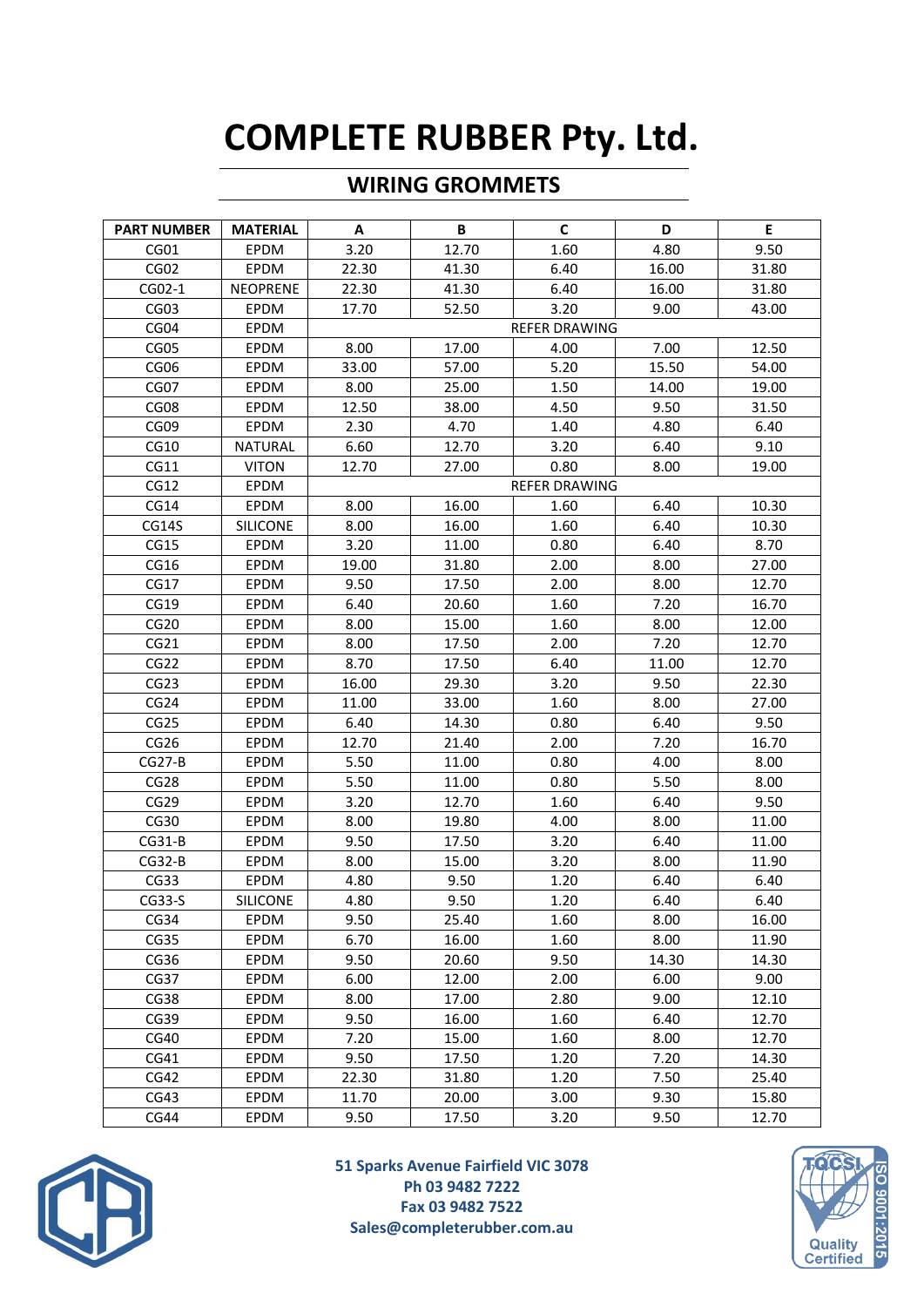# COMPLETE RUBBER Pty. Ltd.

## WIRING GROMMETS

| PART NUMBER | MATERIAL | A | B | C | D | E |
|---|---|---|---|---|---|---|
| CG01 | EPDM | 3.20 | 12.70 | 1.60 | 4.80 | 9.50 |
| CG02 | EPDM | 22.30 | 41.30 | 6.40 | 16.00 | 31.80 |
| CG02-1 | NEOPRENE | 22.30 | 41.30 | 6.40 | 16.00 | 31.80 |
| CG03 | EPDM | 17.70 | 52.50 | 3.20 | 9.00 | 43.00 |
| CG04 | EPDM | REFER DRAWING | | | | |
| CG05 | EPDM | 8.00 | 17.00 | 4.00 | 7.00 | 12.50 |
| CG06 | EPDM | 33.00 | 57.00 | 5.20 | 15.50 | 54.00 |
| CG07 | EPDM | 8.00 | 25.00 | 1.50 | 14.00 | 19.00 |
| CG08 | EPDM | 12.50 | 38.00 | 4.50 | 9.50 | 31.50 |
| CG09 | EPDM | 2.30 | 4.70 | 1.40 | 4.80 | 6.40 |
| CG10 | NATURAL | 6.60 | 12.70 | 3.20 | 6.40 | 9.10 |
| CG11 | VITON | 12.70 | 27.00 | 0.80 | 8.00 | 19.00 |
| CG12 | EPDM | REFER DRAWING | | | | |
| CG14 | EPDM | 8.00 | 16.00 | 1.60 | 6.40 | 10.30 |
| CG14S | SILICONE | 8.00 | 16.00 | 1.60 | 6.40 | 10.30 |
| CG15 | EPDM | 3.20 | 11.00 | 0.80 | 6.40 | 8.70 |
| CG16 | EPDM | 19.00 | 31.80 | 2.00 | 8.00 | 27.00 |
| CG17 | EPDM | 9.50 | 17.50 | 2.00 | 8.00 | 12.70 |
| CG19 | EPDM | 6.40 | 20.60 | 1.60 | 7.20 | 16.70 |
| CG20 | EPDM | 8.00 | 15.00 | 1.60 | 8.00 | 12.00 |
| CG21 | EPDM | 8.00 | 17.50 | 2.00 | 7.20 | 12.70 |
| CG22 | EPDM | 8.70 | 17.50 | 6.40 | 11.00 | 12.70 |
| CG23 | EPDM | 16.00 | 29.30 | 3.20 | 9.50 | 22.30 |
| CG24 | EPDM | 11.00 | 33.00 | 1.60 | 8.00 | 27.00 |
| CG25 | EPDM | 6.40 | 14.30 | 0.80 | 6.40 | 9.50 |
| CG26 | EPDM | 12.70 | 21.40 | 2.00 | 7.20 | 16.70 |
| CG27-B | EPDM | 5.50 | 11.00 | 0.80 | 4.00 | 8.00 |
| CG28 | EPDM | 5.50 | 11.00 | 0.80 | 5.50 | 8.00 |
| CG29 | EPDM | 3.20 | 12.70 | 1.60 | 6.40 | 9.50 |
| CG30 | EPDM | 8.00 | 19.80 | 4.00 | 8.00 | 11.00 |
| CG31-B | EPDM | 9.50 | 17.50 | 3.20 | 6.40 | 11.00 |
| CG32-B | EPDM | 8.00 | 15.00 | 3.20 | 8.00 | 11.90 |
| CG33 | EPDM | 4.80 | 9.50 | 1.20 | 6.40 | 6.40 |
| CG33-S | SILICONE | 4.80 | 9.50 | 1.20 | 6.40 | 6.40 |
| CG34 | EPDM | 9.50 | 25.40 | 1.60 | 8.00 | 16.00 |
| CG35 | EPDM | 6.70 | 16.00 | 1.60 | 8.00 | 11.90 |
| CG36 | EPDM | 9.50 | 20.60 | 9.50 | 14.30 | 14.30 |
| CG37 | EPDM | 6.00 | 12.00 | 2.00 | 6.00 | 9.00 |
| CG38 | EPDM | 8.00 | 17.00 | 2.80 | 9.00 | 12.10 |
| CG39 | EPDM | 9.50 | 16.00 | 1.60 | 6.40 | 12.70 |
| CG40 | EPDM | 7.20 | 15.00 | 1.60 | 8.00 | 12.70 |
| CG41 | EPDM | 9.50 | 17.50 | 1.20 | 7.20 | 14.30 |
| CG42 | EPDM | 22.30 | 31.80 | 1.20 | 7.50 | 25.40 |
| CG43 | EPDM | 11.70 | 20.00 | 3.00 | 9.30 | 15.80 |
| CG44 | EPDM | 9.50 | 17.50 | 3.20 | 9.50 | 12.70 |

**51 Sparks Avenue Fairfield VIC 3078**
**Ph 03 9482 7222**
**Fax 03 9482 7522**
**Sales@completerubber.com.au**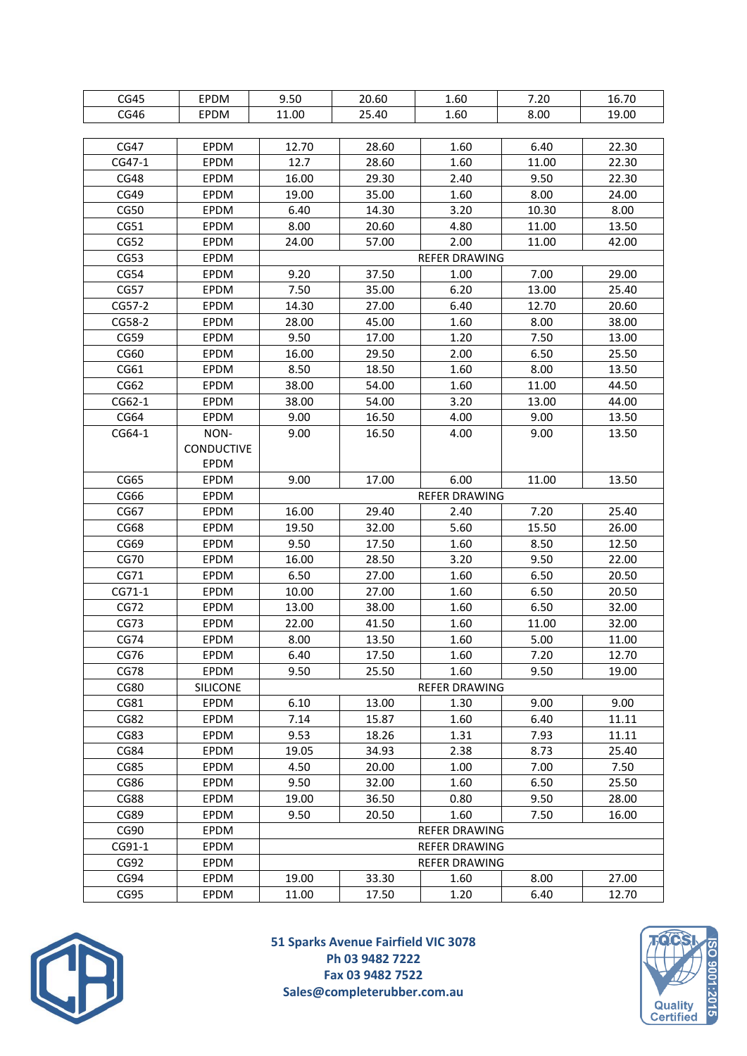| | | | | | | |
|---|---|---|---|---|---|---|
| CG45 | EPDM | 9.50 | 20.60 | 1.60 | 7.20 | 16.70 |
| CG46 | EPDM | 11.00 | 25.40 | 1.60 | 8.00 | 19.00 |

| | | | | | | |
|---|---|---|---|---|---|---|
| CG47 | EPDM | 12.70 | 28.60 | 1.60 | 6.40 | 22.30 |
| CG47-1 | EPDM | 12.7 | 28.60 | 1.60 | 11.00 | 22.30 |
| CG48 | EPDM | 16.00 | 29.30 | 2.40 | 9.50 | 22.30 |
| CG49 | EPDM | 19.00 | 35.00 | 1.60 | 8.00 | 24.00 |
| CG50 | EPDM | 6.40 | 14.30 | 3.20 | 10.30 | 8.00 |
| CG51 | EPDM | 8.00 | 20.60 | 4.80 | 11.00 | 13.50 |
| CG52 | EPDM | 24.00 | 57.00 | 2.00 | 11.00 | 42.00 |
| CG53 | EPDM | REFER DRAWING | | | | |
| CG54 | EPDM | 9.20 | 37.50 | 1.00 | 7.00 | 29.00 |
| CG57 | EPDM | 7.50 | 35.00 | 6.20 | 13.00 | 25.40 |
| CG57-2 | EPDM | 14.30 | 27.00 | 6.40 | 12.70 | 20.60 |
| CG58-2 | EPDM | 28.00 | 45.00 | 1.60 | 8.00 | 38.00 |
| CG59 | EPDM | 9.50 | 17.00 | 1.20 | 7.50 | 13.00 |
| CG60 | EPDM | 16.00 | 29.50 | 2.00 | 6.50 | 25.50 |
| CG61 | EPDM | 8.50 | 18.50 | 1.60 | 8.00 | 13.50 |
| CG62 | EPDM | 38.00 | 54.00 | 1.60 | 11.00 | 44.50 |
| CG62-1 | EPDM | 38.00 | 54.00 | 3.20 | 13.00 | 44.00 |
| CG64 | EPDM | 9.00 | 16.50 | 4.00 | 9.00 | 13.50 |
| CG64-1 | NON-CONDUCTIVE EPDM | 9.00 | 16.50 | 4.00 | 9.00 | 13.50 |
| CG65 | EPDM | 9.00 | 17.00 | 6.00 | 11.00 | 13.50 |
| CG66 | EPDM | REFER DRAWING | | | | |
| CG67 | EPDM | 16.00 | 29.40 | 2.40 | 7.20 | 25.40 |
| CG68 | EPDM | 19.50 | 32.00 | 5.60 | 15.50 | 26.00 |
| CG69 | EPDM | 9.50 | 17.50 | 1.60 | 8.50 | 12.50 |
| CG70 | EPDM | 16.00 | 28.50 | 3.20 | 9.50 | 22.00 |
| CG71 | EPDM | 6.50 | 27.00 | 1.60 | 6.50 | 20.50 |
| CG71-1 | EPDM | 10.00 | 27.00 | 1.60 | 6.50 | 20.50 |
| CG72 | EPDM | 13.00 | 38.00 | 1.60 | 6.50 | 32.00 |
| CG73 | EPDM | 22.00 | 41.50 | 1.60 | 11.00 | 32.00 |
| CG74 | EPDM | 8.00 | 13.50 | 1.60 | 5.00 | 11.00 |
| CG76 | EPDM | 6.40 | 17.50 | 1.60 | 7.20 | 12.70 |
| CG78 | EPDM | 9.50 | 25.50 | 1.60 | 9.50 | 19.00 |
| CG80 | SILICONE | REFER DRAWING | | | | |
| CG81 | EPDM | 6.10 | 13.00 | 1.30 | 9.00 | 9.00 |
| CG82 | EPDM | 7.14 | 15.87 | 1.60 | 6.40 | 11.11 |
| CG83 | EPDM | 9.53 | 18.26 | 1.31 | 7.93 | 11.11 |
| CG84 | EPDM | 19.05 | 34.93 | 2.38 | 8.73 | 25.40 |
| CG85 | EPDM | 4.50 | 20.00 | 1.00 | 7.00 | 7.50 |
| CG86 | EPDM | 9.50 | 32.00 | 1.60 | 6.50 | 25.50 |
| CG88 | EPDM | 19.00 | 36.50 | 0.80 | 9.50 | 28.00 |
| CG89 | EPDM | 9.50 | 20.50 | 1.60 | 7.50 | 16.00 |
| CG90 | EPDM | REFER DRAWING | | | | |
| CG91-1 | EPDM | REFER DRAWING | | | | |
| CG92 | EPDM | REFER DRAWING | | | | |
| CG94 | EPDM | 19.00 | 33.30 | 1.60 | 8.00 | 27.00 |
| CG95 | EPDM | 11.00 | 17.50 | 1.20 | 6.40 | 12.70 |

**51 Sparks Avenue Fairfield VIC 3078**
**Ph 03 9482 7222**
**Fax 03 9482 7522**
**Sales@completerubber.com.au**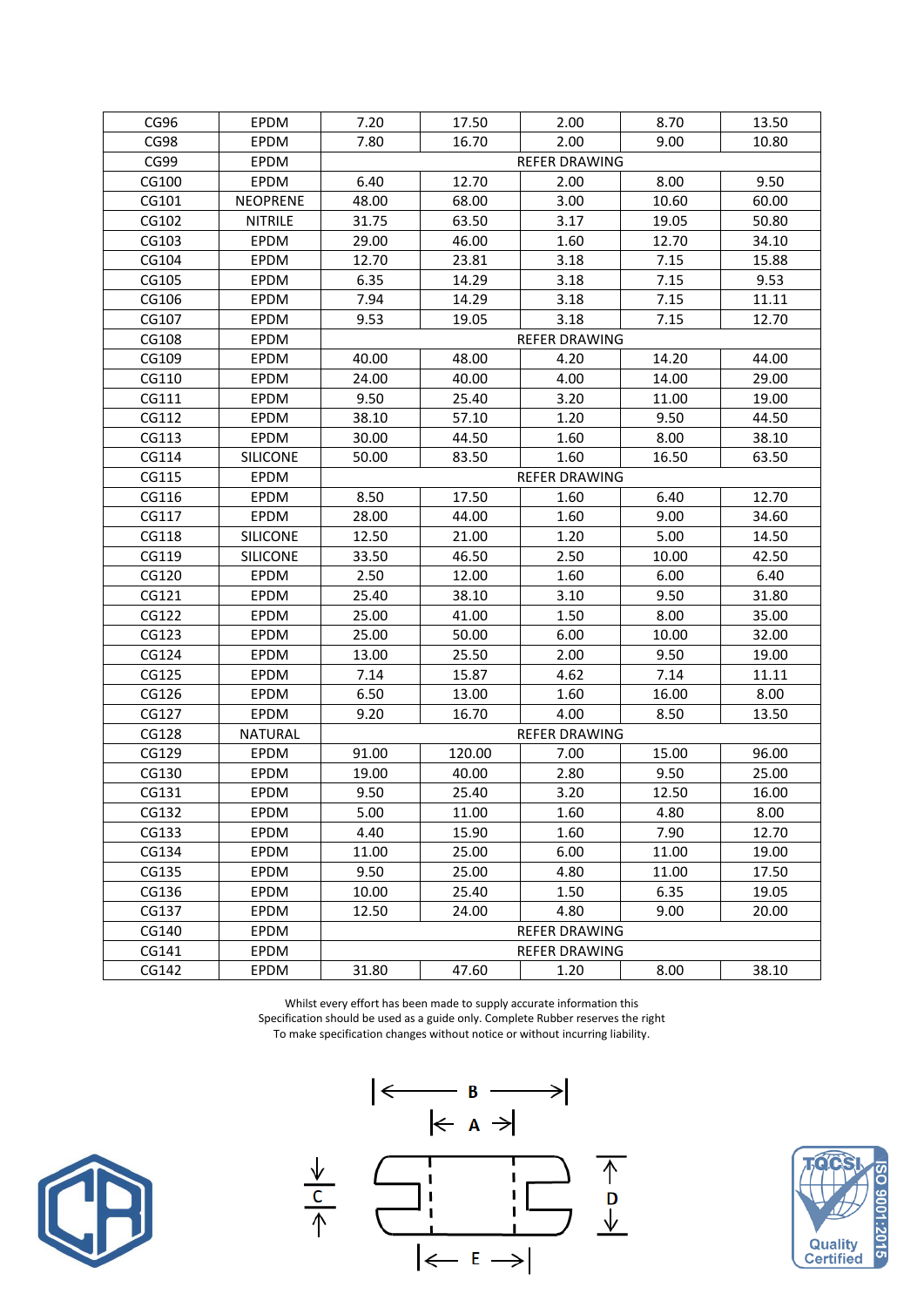| | | | | | | |
|---|---|---|---|---|---|---|
| CG96 | EPDM | 7.20 | 17.50 | 2.00 | 8.70 | 13.50 |
| CG98 | EPDM | 7.80 | 16.70 | 2.00 | 9.00 | 10.80 |
| CG99 | EPDM | REFER DRAWING | | | | |
| CG100 | EPDM | 6.40 | 12.70 | 2.00 | 8.00 | 9.50 |
| CG101 | NEOPRENE | 48.00 | 68.00 | 3.00 | 10.60 | 60.00 |
| CG102 | NITRILE | 31.75 | 63.50 | 3.17 | 19.05 | 50.80 |
| CG103 | EPDM | 29.00 | 46.00 | 1.60 | 12.70 | 34.10 |
| CG104 | EPDM | 12.70 | 23.81 | 3.18 | 7.15 | 15.88 |
| CG105 | EPDM | 6.35 | 14.29 | 3.18 | 7.15 | 9.53 |
| CG106 | EPDM | 7.94 | 14.29 | 3.18 | 7.15 | 11.11 |
| CG107 | EPDM | 9.53 | 19.05 | 3.18 | 7.15 | 12.70 |
| CG108 | EPDM | REFER DRAWING | | | | |
| CG109 | EPDM | 40.00 | 48.00 | 4.20 | 14.20 | 44.00 |
| CG110 | EPDM | 24.00 | 40.00 | 4.00 | 14.00 | 29.00 |
| CG111 | EPDM | 9.50 | 25.40 | 3.20 | 11.00 | 19.00 |
| CG112 | EPDM | 38.10 | 57.10 | 1.20 | 9.50 | 44.50 |
| CG113 | EPDM | 30.00 | 44.50 | 1.60 | 8.00 | 38.10 |
| CG114 | SILICONE | 50.00 | 83.50 | 1.60 | 16.50 | 63.50 |
| CG115 | EPDM | REFER DRAWING | | | | |
| CG116 | EPDM | 8.50 | 17.50 | 1.60 | 6.40 | 12.70 |
| CG117 | EPDM | 28.00 | 44.00 | 1.60 | 9.00 | 34.60 |
| CG118 | SILICONE | 12.50 | 21.00 | 1.20 | 5.00 | 14.50 |
| CG119 | SILICONE | 33.50 | 46.50 | 2.50 | 10.00 | 42.50 |
| CG120 | EPDM | 2.50 | 12.00 | 1.60 | 6.00 | 6.40 |
| CG121 | EPDM | 25.40 | 38.10 | 3.10 | 9.50 | 31.80 |
| CG122 | EPDM | 25.00 | 41.00 | 1.50 | 8.00 | 35.00 |
| CG123 | EPDM | 25.00 | 50.00 | 6.00 | 10.00 | 32.00 |
| CG124 | EPDM | 13.00 | 25.50 | 2.00 | 9.50 | 19.00 |
| CG125 | EPDM | 7.14 | 15.87 | 4.62 | 7.14 | 11.11 |
| CG126 | EPDM | 6.50 | 13.00 | 1.60 | 16.00 | 8.00 |
| CG127 | EPDM | 9.20 | 16.70 | 4.00 | 8.50 | 13.50 |
| CG128 | NATURAL | REFER DRAWING | | | | |
| CG129 | EPDM | 91.00 | 120.00 | 7.00 | 15.00 | 96.00 |
| CG130 | EPDM | 19.00 | 40.00 | 2.80 | 9.50 | 25.00 |
| CG131 | EPDM | 9.50 | 25.40 | 3.20 | 12.50 | 16.00 |
| CG132 | EPDM | 5.00 | 11.00 | 1.60 | 4.80 | 8.00 |
| CG133 | EPDM | 4.40 | 15.90 | 1.60 | 7.90 | 12.70 |
| CG134 | EPDM | 11.00 | 25.00 | 6.00 | 11.00 | 19.00 |
| CG135 | EPDM | 9.50 | 25.00 | 4.80 | 11.00 | 17.50 |
| CG136 | EPDM | 10.00 | 25.40 | 1.50 | 6.35 | 19.05 |
| CG137 | EPDM | 12.50 | 24.00 | 4.80 | 9.00 | 20.00 |
| CG140 | EPDM | REFER DRAWING | | | | |
| CG141 | EPDM | REFER DRAWING | | | | |
| CG142 | EPDM | 31.80 | 47.60 | 1.20 | 8.00 | 38.10 |

Whilst every effort has been made to supply accurate information this
Specification should be used as a guide only. Complete Rubber reserves the right
To make specification changes without notice or without incurring liability.

B
A
C
D
E

TQCSI
Quality Certified
ISO 9001:2015